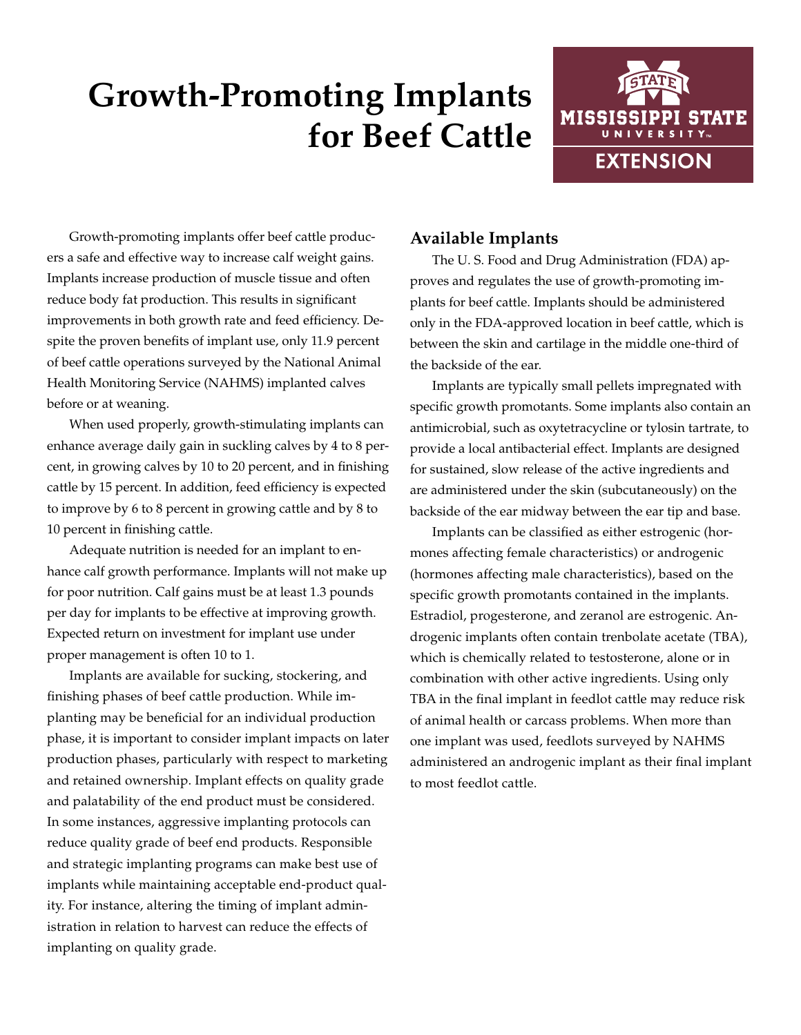# Growth-Promoting Implants for Beef Cattle

Growth-promoting implants offer beef cattle producers a safe and effective way to increase calf weight gains. Implants increase production of muscle tissue and often reduce body fat production. This results in significant improvements in both growth rate and feed efficiency. Despite the proven benefits of implant use, only 11.9 percent of beef cattle operations surveyed by the National Animal Health Monitoring Service (NAHMS) implanted calves before or at weaning.

When used properly, growth-stimulating implants can enhance average daily gain in suckling calves by 4 to 8 percent, in growing calves by 10 to 20 percent, and in finishing cattle by 15 percent. In addition, feed efficiency is expected to improve by 6 to 8 percent in growing cattle and by 8 to 10 percent in finishing cattle.

Adequate nutrition is needed for an implant to enhance calf growth performance. Implants will not make up for poor nutrition. Calf gains must be at least 1.3 pounds per day for implants to be effective at improving growth. Expected return on investment for implant use under proper management is often 10 to 1.

Implants are available for sucking, stockering, and finishing phases of beef cattle production. While implanting may be beneficial for an individual production phase, it is important to consider implant impacts on later production phases, particularly with respect to marketing and retained ownership. Implant effects on quality grade and palatability of the end product must be considered. In some instances, aggressive implanting protocols can reduce quality grade of beef end products. Responsible and strategic implanting programs can make best use of implants while maintaining acceptable end-product quality. For instance, altering the timing of implant administration in relation to harvest can reduce the effects of implanting on quality grade.

## Available Implants

The U. S. Food and Drug Administration (FDA) approves and regulates the use of growth-promoting implants for beef cattle. Implants should be administered only in the FDA-approved location in beef cattle, which is between the skin and cartilage in the middle one-third of the backside of the ear.

Implants are typically small pellets impregnated with specific growth promotants. Some implants also contain an antimicrobial, such as oxytetracycline or tylosin tartrate, to provide a local antibacterial effect. Implants are designed for sustained, slow release of the active ingredients and are administered under the skin (subcutaneously) on the backside of the ear midway between the ear tip and base.

Implants can be classified as either estrogenic (hormones affecting female characteristics) or androgenic (hormones affecting male characteristics), based on the specific growth promotants contained in the implants. Estradiol, progesterone, and zeranol are estrogenic. Androgenic implants often contain trenbolate acetate (TBA), which is chemically related to testosterone, alone or in combination with other active ingredients. Using only TBA in the final implant in feedlot cattle may reduce risk of animal health or carcass problems. When more than one implant was used, feedlots surveyed by NAHMS administered an androgenic implant as their final implant to most feedlot cattle.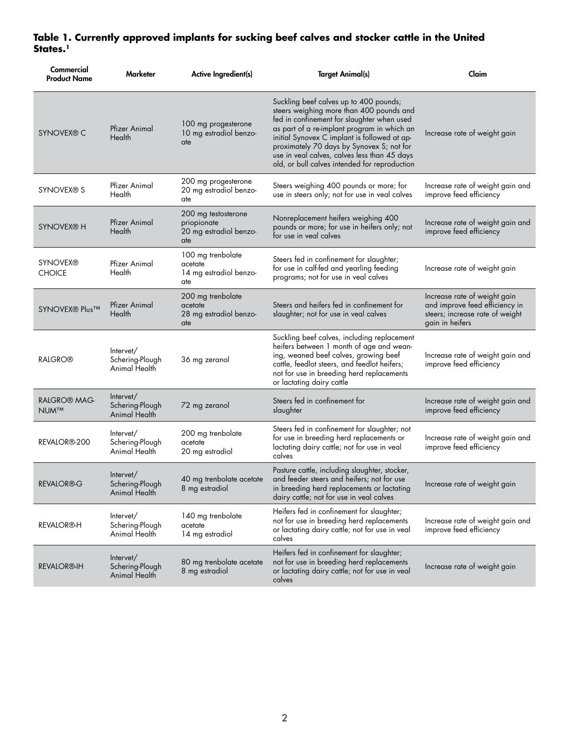**Table 1. Currently approved implants for sucking beef calves and stocker cattle in the United States.[1]**

| Commercial Product Name | Marketer | Active Ingredient(s) | Target Animal(s) | Claim |
|---|---|---|---|---|
| SYNOVEX® C | Pfizer Animal Health | 100 mg progesterone 10 mg estradiol benzoate | Suckling beef calves up to 400 pounds; steers weighing more than 400 pounds and fed in confinement for slaughter when used as part of a re-implant program in which an initial Synovex C implant is followed at approximately 70 days by Synovex S; not for use in veal calves, calves less than 45 days old, or bull calves intended for reproduction | Increase rate of weight gain |
| SYNOVEX® S | Pfizer Animal Health | 200 mg progesterone 20 mg estradiol benzoate | Steers weighing 400 pounds or more; for use in steers only; not for use in veal calves | Increase rate of weight gain and improve feed efficiency |
| SYNOVEX® H | Pfizer Animal Health | 200 mg testosterone priopionate 20 mg estradiol benzoate | Nonreplacement heifers weighing 400 pounds or more; for use in heifers only; not for use in veal calves | Increase rate of weight gain and improve feed efficiency |
| SYNOVEX® CHOICE | Pfizer Animal Health | 100 mg trenbolate acetate 14 mg estradiol benzoate | Steers fed in confinement for slaughter; for use in calf-fed and yearling feeding programs; not for use in veal calves | Increase rate of weight gain |
| SYNOVEX® Plus™ | Pfizer Animal Health | 200 mg trenbolate acetate 28 mg estradiol benzoate | Steers and heifers fed in confinement for slaughter; not for use in veal calves | Increase rate of weight gain and improve feed efficiency in steers; increase rate of weight gain in heifers |
| RALGRO® | Intervet/ Schering-Plough Animal Health | 36 mg zeranol | Suckling beef calves, including replacement heifers between 1 month of age and weaning, weaned beef calves, growing beef cattle, feedlot steers, and feedlot heifers; not for use in breeding herd replacements or lactating dairy cattle | Increase rate of weight gain and improve feed efficiency |
| RALGRO® MAGNUM™ | Intervet/ Schering-Plough Animal Health | 72 mg zeranol | Steers fed in confinement for slaughter | Increase rate of weight gain and improve feed efficiency |
| REVALOR®-200 | Intervet/ Schering-Plough Animal Health | 200 mg trenbolate acetate 20 mg estradiol | Steers fed in confinement for slaughter; not for use in breeding herd replacements or lactating dairy cattle; not for use in veal calves | Increase rate of weight gain and improve feed efficiency |
| REVALOR®-G | Intervet/ Schering-Plough Animal Health | 40 mg trenbolate acetate 8 mg estradiol | Pasture cattle, including slaughter, stocker, and feeder steers and heifers; not for use in breeding herd replacements or lactating dairy cattle; not for use in veal calves | Increase rate of weight gain |
| REVALOR®-H | Intervet/ Schering-Plough Animal Health | 140 mg trenbolate acetate 14 mg estradiol | Heifers fed in confinement for slaughter; not for use in breeding herd replacements or lactating dairy cattle; not for use in veal calves | Increase rate of weight gain and improve feed efficiency |
| REVALOR®-IH | Intervet/ Schering-Plough Animal Health | 80 mg trenbolate acetate 8 mg estradiol | Heifers fed in confinement for slaughter; not for use in breeding herd replacements or lactating dairy cattle; not for use in veal calves | Increase rate of weight gain |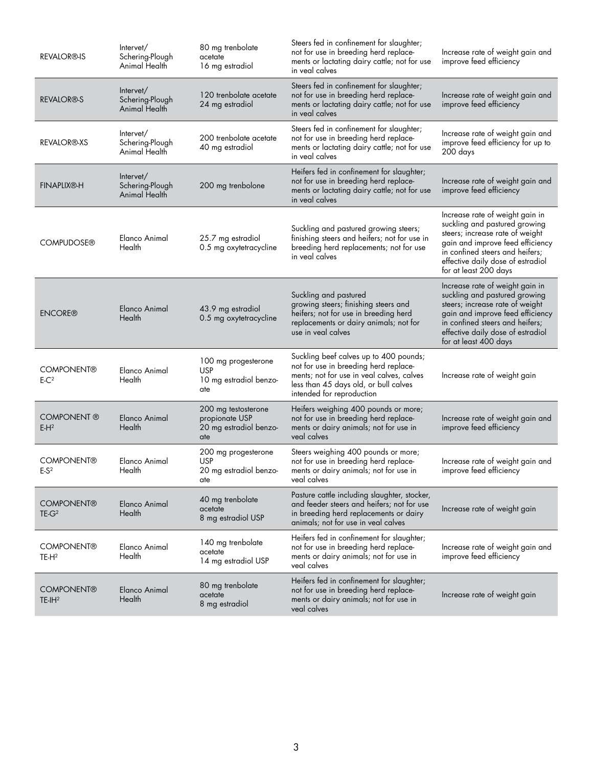| | | | | |
|---|---|---|---|---|
| REVALOR®-IS | Intervet/ Schering-Plough Animal Health | 80 mg trenbolate acetate 16 mg estradiol | Steers fed in confinement for slaughter; not for use in breeding herd replacements or lactating dairy cattle; not for use in veal calves | Increase rate of weight gain and improve feed efficiency |
| REVALOR®-S | Intervet/ Schering-Plough Animal Health | 120 trenbolate acetate 24 mg estradiol | Steers fed in confinement for slaughter; not for use in breeding herd replacements or lactating dairy cattle; not for use in veal calves | Increase rate of weight gain and improve feed efficiency |
| REVALOR®-XS | Intervet/ Schering-Plough Animal Health | 200 trenbolate acetate 40 mg estradiol | Steers fed in confinement for slaughter; not for use in breeding herd replacements or lactating dairy cattle; not for use in veal calves | Increase rate of weight gain and improve feed efficiency for up to 200 days |
| FINAPLIX®-H | Intervet/ Schering-Plough Animal Health | 200 mg trenbolone | Heifers fed in confinement for slaughter; not for use in breeding herd replacements or lactating dairy cattle; not for use in veal calves | Increase rate of weight gain and improve feed efficiency |
| COMPUDOSE® | Elanco Animal Health | 25.7 mg estradiol 0.5 mg oxytetracycline | Suckling and pastured growing steers; finishing steers and heifers; not for use in breeding herd replacements; not for use in veal calves | Increase rate of weight gain in suckling and pastured growing steers; increase rate of weight gain and improve feed efficiency in confined steers and heifers; effective daily dose of estradiol for at least 200 days |
| ENCORE® | Elanco Animal Health | 43.9 mg estradiol 0.5 mg oxytetracycline | Suckling and pastured growing steers; finishing steers and heifers; not for use in breeding herd replacements or dairy animals; not for use in veal calves | Increase rate of weight gain in suckling and pastured growing steers; increase rate of weight gain and improve feed efficiency in confined steers and heifers; effective daily dose of estradiol for at least 400 days |
| COMPONENT® E-C[2] | Elanco Animal Health | 100 mg progesterone USP 10 mg estradiol benzoate | Suckling beef calves up to 400 pounds; not for use in breeding herd replacements; not for use in veal calves, calves less than 45 days old, or bull calves intended for reproduction | Increase rate of weight gain |
| COMPONENT ® E-H[2] | Elanco Animal Health | 200 mg testosterone propionate USP 20 mg estradiol benzoate | Heifers weighing 400 pounds or more; not for use in breeding herd replacements or dairy animals; not for use in veal calves | Increase rate of weight gain and improve feed efficiency |
| COMPONENT® E-S[2] | Elanco Animal Health | 200 mg progesterone USP 20 mg estradiol benzoate | Steers weighing 400 pounds or more; not for use in breeding herd replacements or dairy animals; not for use in veal calves | Increase rate of weight gain and improve feed efficiency |
| COMPONENT® TE-G[2] | Elanco Animal Health | 40 mg trenbolate acetate 8 mg estradiol USP | Pasture cattle including slaughter, stocker, and feeder steers and heifers; not for use in breeding herd replacements or dairy animals; not for use in veal calves | Increase rate of weight gain |
| COMPONENT® TE-H[2] | Elanco Animal Health | 140 mg trenbolate acetate 14 mg estradiol USP | Heifers fed in confinement for slaughter; not for use in breeding herd replacements or dairy animals; not for use in veal calves | Increase rate of weight gain and improve feed efficiency |
| COMPONENT® TE-IH[2] | Elanco Animal Health | 80 mg trenbolate acetate 8 mg estradiol | Heifers fed in confinement for slaughter; not for use in breeding herd replacements or dairy animals; not for use in veal calves | Increase rate of weight gain |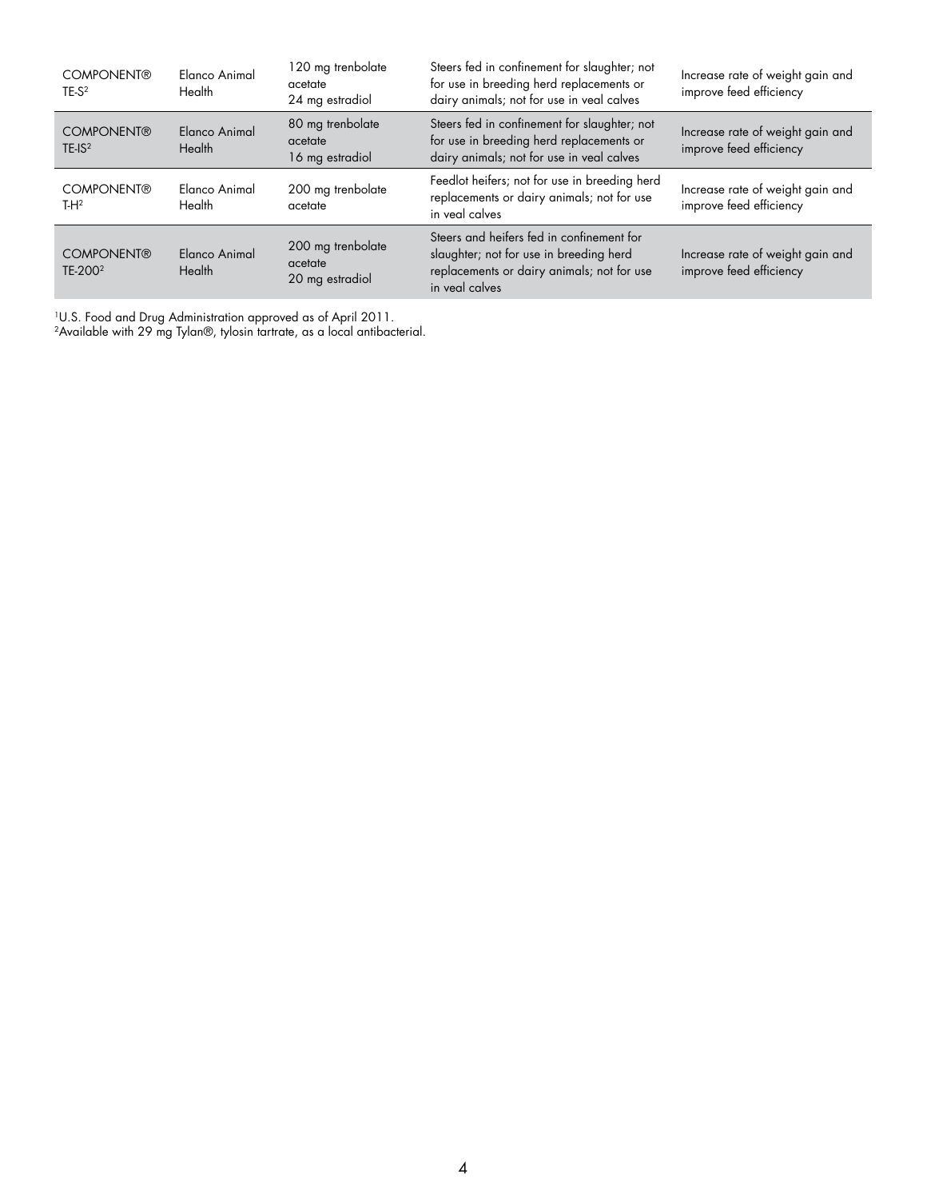| | | | | |
|---|---|---|---|---|
| COMPONENT® TE-S[2] | Elanco Animal Health | 120 mg trenbolate acetate 24 mg estradiol | Steers fed in confinement for slaughter; not for use in breeding herd replacements or dairy animals; not for use in veal calves | Increase rate of weight gain and improve feed efficiency |
| COMPONENT® TE-IS[2] | Elanco Animal Health | 80 mg trenbolate acetate 16 mg estradiol | Steers fed in confinement for slaughter; not for use in breeding herd replacements or dairy animals; not for use in veal calves | Increase rate of weight gain and improve feed efficiency |
| COMPONENT® T-H[2] | Elanco Animal Health | 200 mg trenbolate acetate | Feedlot heifers; not for use in breeding herd replacements or dairy animals; not for use in veal calves | Increase rate of weight gain and improve feed efficiency |
| COMPONENT® TE-200[2] | Elanco Animal Health | 200 mg trenbolate acetate 20 mg estradiol | Steers and heifers fed in confinement for slaughter; not for use in breeding herd replacements or dairy animals; not for use in veal calves | Increase rate of weight gain and improve feed efficiency |

[1]U.S. Food and Drug Administration approved as of April 2011.
[2]Available with 29 mg Tylan®, tylosin tartrate, as a local antibacterial.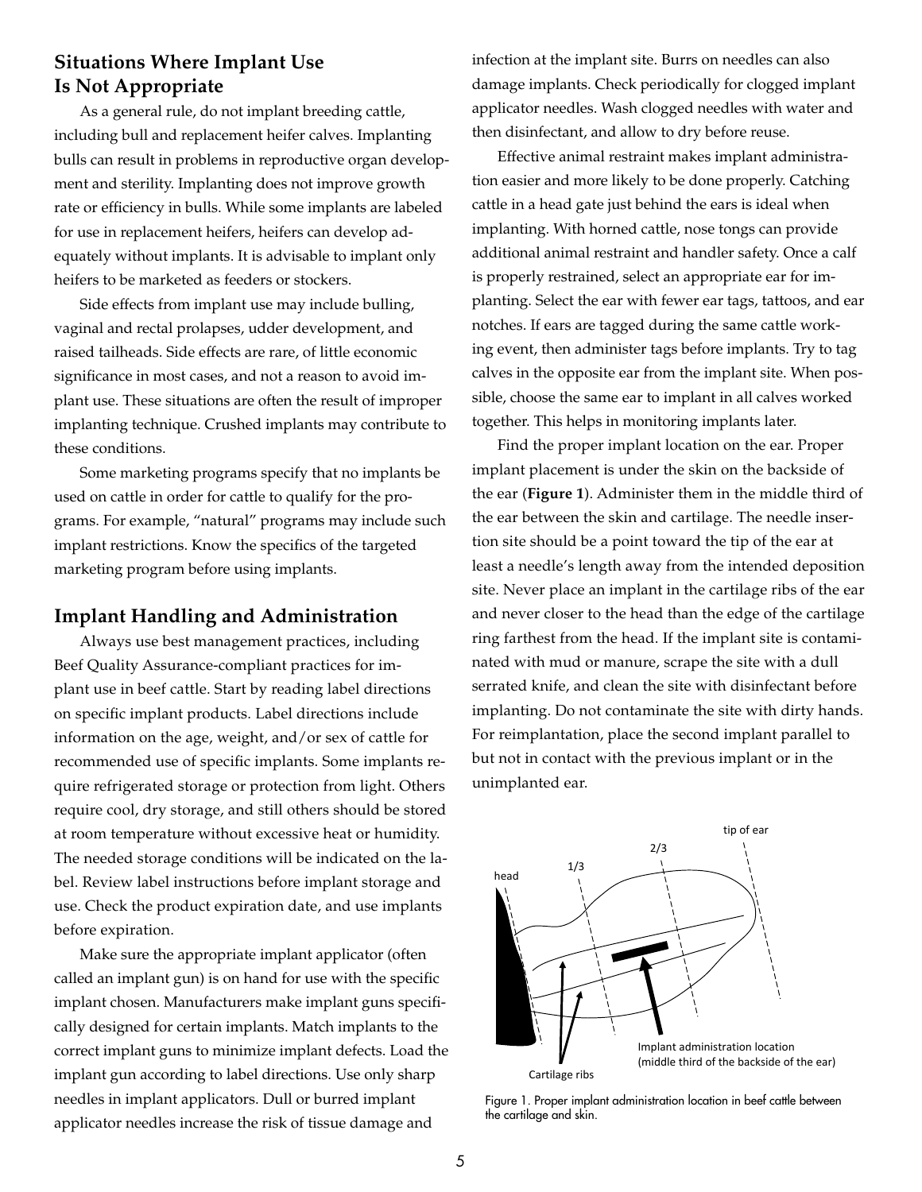## Situations Where Implant Use Is Not Appropriate

As a general rule, do not implant breeding cattle, including bull and replacement heifer calves. Implanting bulls can result in problems in reproductive organ development and sterility. Implanting does not improve growth rate or efficiency in bulls. While some implants are labeled for use in replacement heifers, heifers can develop adequately without implants. It is advisable to implant only heifers to be marketed as feeders or stockers.

Side effects from implant use may include bulling, vaginal and rectal prolapses, udder development, and raised tailheads. Side effects are rare, of little economic significance in most cases, and not a reason to avoid implant use. These situations are often the result of improper implanting technique. Crushed implants may contribute to these conditions.

Some marketing programs specify that no implants be used on cattle in order for cattle to qualify for the programs. For example, "natural" programs may include such implant restrictions. Know the specifics of the targeted marketing program before using implants.

## Implant Handling and Administration

Always use best management practices, including Beef Quality Assurance-compliant practices for implant use in beef cattle. Start by reading label directions on specific implant products. Label directions include information on the age, weight, and/or sex of cattle for recommended use of specific implants. Some implants require refrigerated storage or protection from light. Others require cool, dry storage, and still others should be stored at room temperature without excessive heat or humidity. The needed storage conditions will be indicated on the label. Review label instructions before implant storage and use. Check the product expiration date, and use implants before expiration.

Make sure the appropriate implant applicator (often called an implant gun) is on hand for use with the specific implant chosen. Manufacturers make implant guns specifically designed for certain implants. Match implants to the correct implant guns to minimize implant defects. Load the implant gun according to label directions. Use only sharp needles in implant applicators. Dull or burred implant applicator needles increase the risk of tissue damage and infection at the implant site. Burrs on needles can also damage implants. Check periodically for clogged implant applicator needles. Wash clogged needles with water and then disinfectant, and allow to dry before reuse.

Effective animal restraint makes implant administration easier and more likely to be done properly. Catching cattle in a head gate just behind the ears is ideal when implanting. With horned cattle, nose tongs can provide additional animal restraint and handler safety. Once a calf is properly restrained, select an appropriate ear for implanting. Select the ear with fewer ear tags, tattoos, and ear notches. If ears are tagged during the same cattle working event, then administer tags before implants. Try to tag calves in the opposite ear from the implant site. When possible, choose the same ear to implant in all calves worked together. This helps in monitoring implants later.

Find the proper implant location on the ear. Proper implant placement is under the skin on the backside of the ear (**Figure 1**). Administer them in the middle third of the ear between the skin and cartilage. The needle insertion site should be a point toward the tip of the ear at least a needle's length away from the intended deposition site. Never place an implant in the cartilage ribs of the ear and never closer to the head than the edge of the cartilage ring farthest from the head. If the implant site is contaminated with mud or manure, scrape the site with a dull serrated knife, and clean the site with disinfectant before implanting. Do not contaminate the site with dirty hands. For reimplantation, place the second implant parallel to but not in contact with the previous implant or in the unimplanted ear.

Figure 1. Proper implant administration location in beef cattle between the cartilage and skin.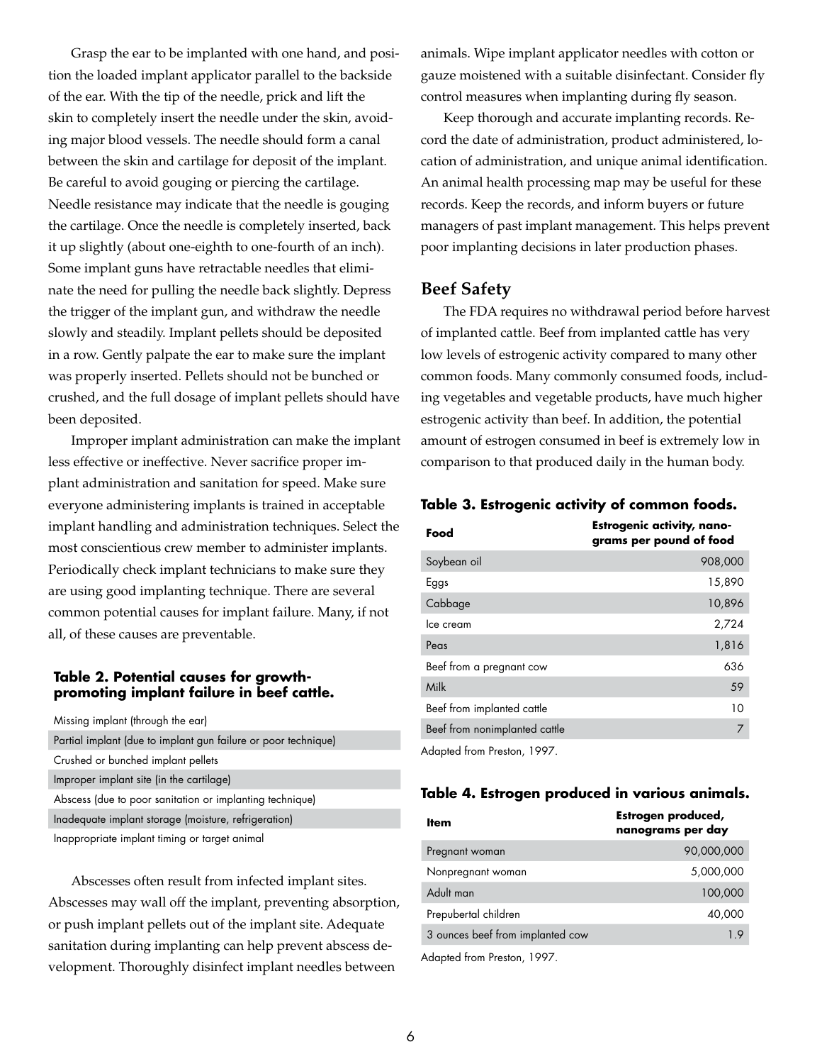Grasp the ear to be implanted with one hand, and position the loaded implant applicator parallel to the backside of the ear. With the tip of the needle, prick and lift the skin to completely insert the needle under the skin, avoiding major blood vessels. The needle should form a canal between the skin and cartilage for deposit of the implant. Be careful to avoid gouging or piercing the cartilage. Needle resistance may indicate that the needle is gouging the cartilage. Once the needle is completely inserted, back it up slightly (about one-eighth to one-fourth of an inch). Some implant guns have retractable needles that eliminate the need for pulling the needle back slightly. Depress the trigger of the implant gun, and withdraw the needle slowly and steadily. Implant pellets should be deposited in a row. Gently palpate the ear to make sure the implant was properly inserted. Pellets should not be bunched or crushed, and the full dosage of implant pellets should have been deposited.

Improper implant administration can make the implant less effective or ineffective. Never sacrifice proper implant administration and sanitation for speed. Make sure everyone administering implants is trained in acceptable implant handling and administration techniques. Select the most conscientious crew member to administer implants. Periodically check implant technicians to make sure they are using good implanting technique. There are several common potential causes for implant failure. Many, if not all, of these causes are preventable.

**Table 2. Potential causes for growth-promoting implant failure in beef cattle.**

| |
|---|
| Missing implant (through the ear) |
| Partial implant (due to implant gun failure or poor technique) |
| Crushed or bunched implant pellets |
| Improper implant site (in the cartilage) |
| Abscess (due to poor sanitation or implanting technique) |
| Inadequate implant storage (moisture, refrigeration) |
| Inappropriate implant timing or target animal |

Abscesses often result from infected implant sites. Abscesses may wall off the implant, preventing absorption, or push implant pellets out of the implant site. Adequate sanitation during implanting can help prevent abscess development. Thoroughly disinfect implant needles between animals. Wipe implant applicator needles with cotton or gauze moistened with a suitable disinfectant. Consider fly control measures when implanting during fly season.

Keep thorough and accurate implanting records. Record the date of administration, product administered, location of administration, and unique animal identification. An animal health processing map may be useful for these records. Keep the records, and inform buyers or future managers of past implant management. This helps prevent poor implanting decisions in later production phases.

## Beef Safety

The FDA requires no withdrawal period before harvest of implanted cattle. Beef from implanted cattle has very low levels of estrogenic activity compared to many other common foods. Many commonly consumed foods, including vegetables and vegetable products, have much higher estrogenic activity than beef. In addition, the potential amount of estrogen consumed in beef is extremely low in comparison to that produced daily in the human body.

**Table 3. Estrogenic activity of common foods.**

| Food | Estrogenic activity, nanograms per pound of food |
|---|---|
| Soybean oil | 908,000 |
| Eggs | 15,890 |
| Cabbage | 10,896 |
| Ice cream | 2,724 |
| Peas | 1,816 |
| Beef from a pregnant cow | 636 |
| Milk | 59 |
| Beef from implanted cattle | 10 |
| Beef from nonimplanted cattle | 7 |

Adapted from Preston, 1997.

**Table 4. Estrogen produced in various animals.**

| Item | Estrogen produced, nanograms per day |
|---|---|
| Pregnant woman | 90,000,000 |
| Nonpregnant woman | 5,000,000 |
| Adult man | 100,000 |
| Prepubertal children | 40,000 |
| 3 ounces beef from implanted cow | 1.9 |

Adapted from Preston, 1997.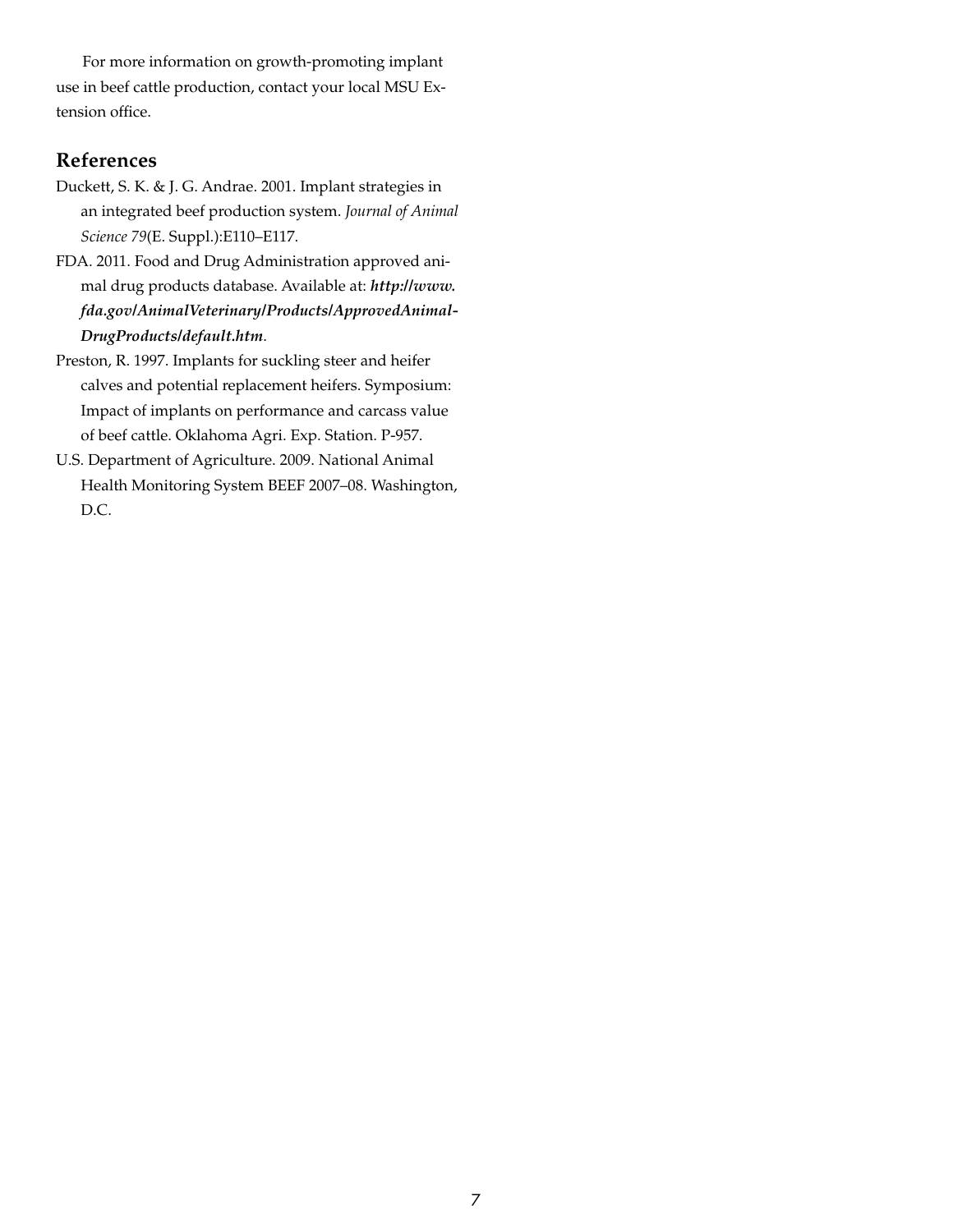For more information on growth-promoting implant use in beef cattle production, contact your local MSU Extension office.

## References

Duckett, S. K. & J. G. Andrae. 2001. Implant strategies in an integrated beef production system. *Journal of Animal Science 79*(E. Suppl.):E110–E117.

FDA. 2011. Food and Drug Administration approved animal drug products database. Available at: ***http://www.fda.gov/AnimalVeterinary/Products/ApprovedAnimalDrugProducts/default.htm***.

Preston, R. 1997. Implants for suckling steer and heifer calves and potential replacement heifers. Symposium: Impact of implants on performance and carcass value of beef cattle. Oklahoma Agri. Exp. Station. P-957.

U.S. Department of Agriculture. 2009. National Animal Health Monitoring System BEEF 2007–08. Washington, D.C.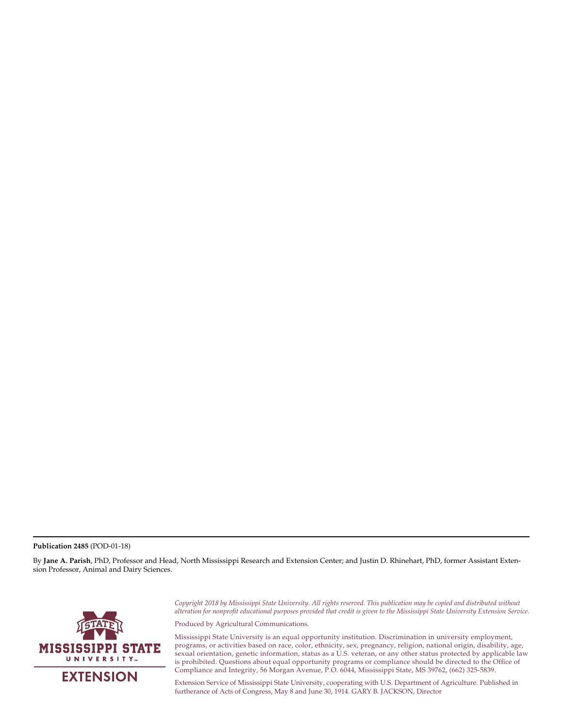**Publication 2485** (POD-01-18)

By **Jane A. Parish**, PhD, Professor and Head, North Mississippi Research and Extension Center; and Justin D. Rhinehart, PhD, former Assistant Extension Professor, Animal and Dairy Sciences.

MISSISSIPPI STATE UNIVERSITY™
EXTENSION

*Copyright 2018 by Mississippi State University. All rights reserved. This publication may be copied and distributed without alteration for nonprofit educational purposes provided that credit is given to the Mississippi State University Extension Service.*

Produced by Agricultural Communications.

Mississippi State University is an equal opportunity institution. Discrimination in university employment, programs, or activities based on race, color, ethnicity, sex, pregnancy, religion, national origin, disability, age, sexual orientation, genetic information, status as a U.S. veteran, or any other status protected by applicable law is prohibited. Questions about equal opportunity programs or compliance should be directed to the Office of Compliance and Integrity, 56 Morgan Avenue, P.O. 6044, Mississippi State, MS 39762, (662) 325-5839.

Extension Service of Mississippi State University, cooperating with U.S. Department of Agriculture. Published in furtherance of Acts of Congress, May 8 and June 30, 1914. GARY B. JACKSON, Director